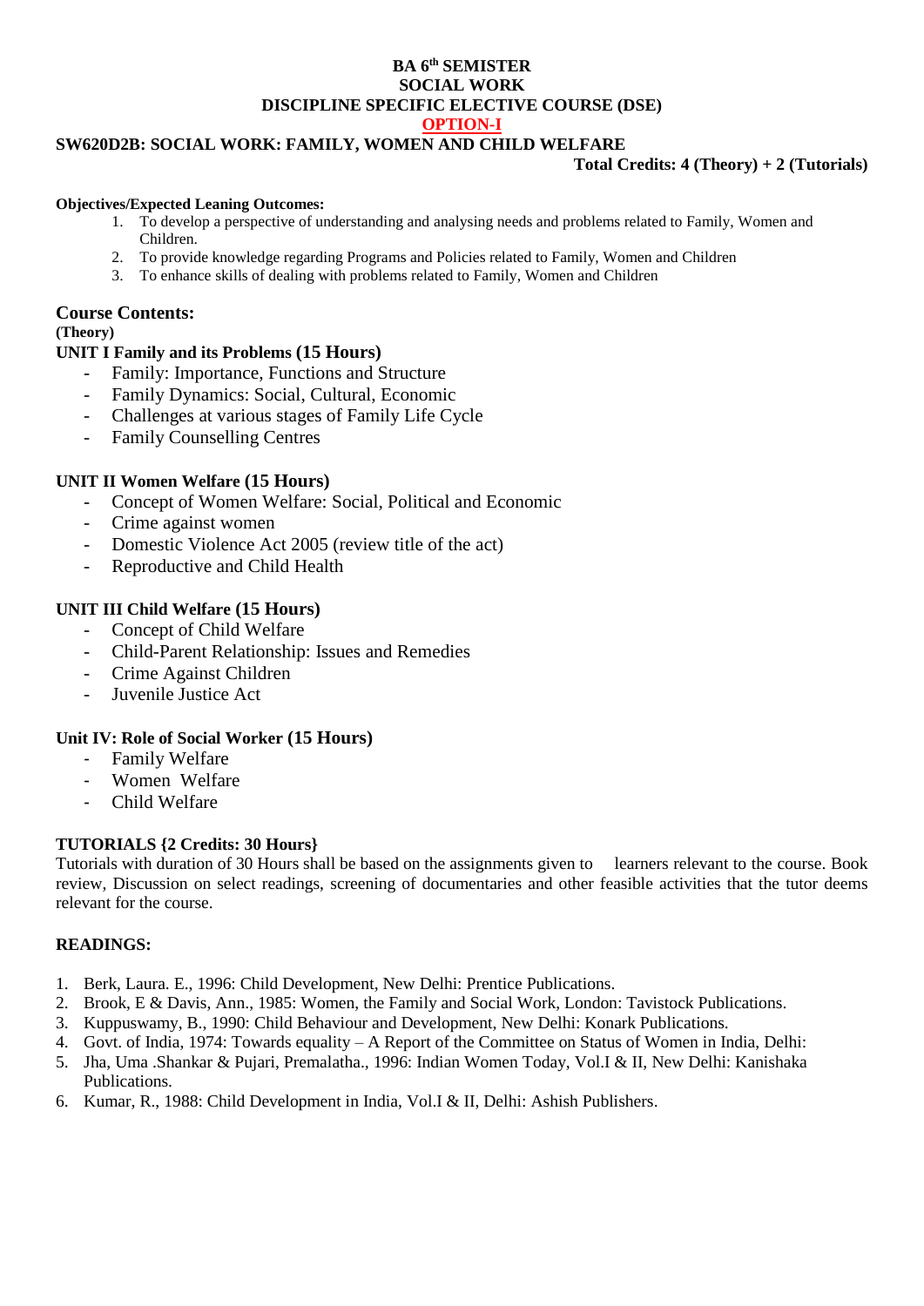**BA 6th SEMISTER**
**SOCIAL WORK**
**DISCIPLINE SPECIFIC ELECTIVE COURSE (DSE)**
**OPTION-I**

## SW620D2B: SOCIAL WORK: FAMILY, WOMEN AND CHILD WELFARE

**Total Credits: 4 (Theory) + 2 (Tutorials)**

**Objectives/Expected Leaning Outcomes:**

1. To develop a perspective of understanding and analysing needs and problems related to Family, Women and Children.
2. To provide knowledge regarding Programs and Policies related to Family, Women and Children
3. To enhance skills of dealing with problems related to Family, Women and Children

## Course Contents:

**(Theory)**

### UNIT I Family and its Problems (15 Hours)

- Family: Importance, Functions and Structure
- Family Dynamics: Social, Cultural, Economic
- Challenges at various stages of Family Life Cycle
- Family Counselling Centres

### UNIT II Women Welfare (15 Hours)

- Concept of Women Welfare: Social, Political and Economic
- Crime against women
- Domestic Violence Act 2005 (review title of the act)
- Reproductive and Child Health

### UNIT III Child Welfare (15 Hours)

- Concept of Child Welfare
- Child-Parent Relationship: Issues and Remedies
- Crime Against Children
- Juvenile Justice Act

### Unit IV: Role of Social Worker (15 Hours)

- Family Welfare
- Women Welfare
- Child Welfare

### TUTORIALS {2 Credits: 30 Hours}

Tutorials with duration of 30 Hours shall be based on the assignments given to learners relevant to the course. Book review, Discussion on select readings, screening of documentaries and other feasible activities that the tutor deems relevant for the course.

### READINGS:

1. Berk, Laura. E., 1996: Child Development, New Delhi: Prentice Publications.
2. Brook, E & Davis, Ann., 1985: Women, the Family and Social Work, London: Tavistock Publications.
3. Kuppuswamy, B., 1990: Child Behaviour and Development, New Delhi: Konark Publications.
4. Govt. of India, 1974: Towards equality – A Report of the Committee on Status of Women in India, Delhi:
5. Jha, Uma .Shankar & Pujari, Premalatha., 1996: Indian Women Today, Vol.I & II, New Delhi: Kanishaka Publications.
6. Kumar, R., 1988: Child Development in India, Vol.I & II, Delhi: Ashish Publishers.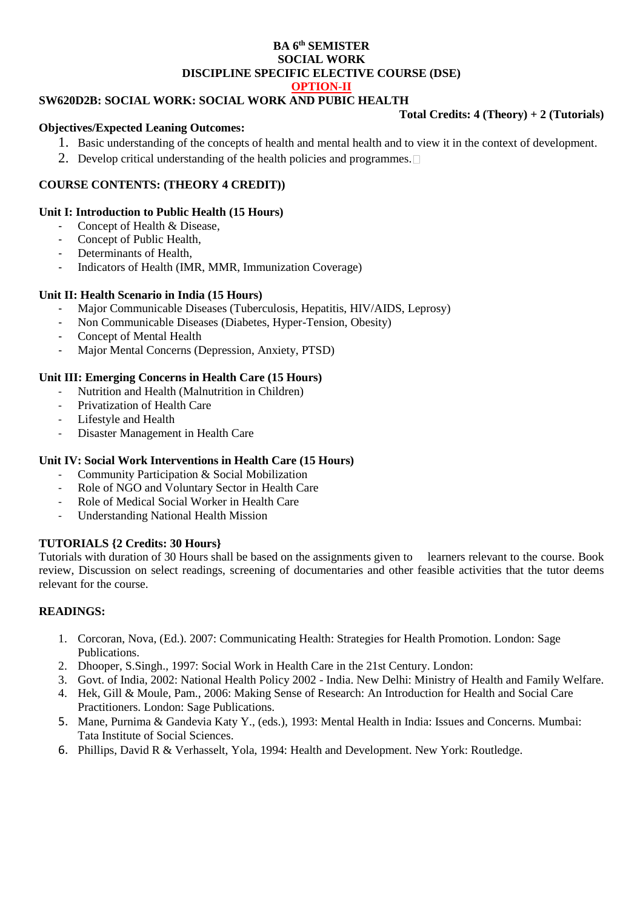**BA 6th SEMISTER**
**SOCIAL WORK**
**DISCIPLINE SPECIFIC ELECTIVE COURSE (DSE)**
**OPTION-II**

## SW620D2B: SOCIAL WORK: SOCIAL WORK AND PUBIC HEALTH

**Total Credits: 4 (Theory) + 2 (Tutorials)**

**Objectives/Expected Leaning Outcomes:**

1. Basic understanding of the concepts of health and mental health and to view it in the context of development.
2. Develop critical understanding of the health policies and programmes.

### COURSE CONTENTS: (THEORY 4 CREDIT))

**Unit I: Introduction to Public Health (15 Hours)**

- Concept of Health & Disease,
- Concept of Public Health,
- Determinants of Health,
- Indicators of Health (IMR, MMR, Immunization Coverage)

**Unit II: Health Scenario in India (15 Hours)**

- Major Communicable Diseases (Tuberculosis, Hepatitis, HIV/AIDS, Leprosy)
- Non Communicable Diseases (Diabetes, Hyper-Tension, Obesity)
- Concept of Mental Health
- Major Mental Concerns (Depression, Anxiety, PTSD)

**Unit III: Emerging Concerns in Health Care (15 Hours)**

- Nutrition and Health (Malnutrition in Children)
- Privatization of Health Care
- Lifestyle and Health
- Disaster Management in Health Care

**Unit IV: Social Work Interventions in Health Care (15 Hours)**

- Community Participation & Social Mobilization
- Role of NGO and Voluntary Sector in Health Care
- Role of Medical Social Worker in Health Care
- Understanding National Health Mission

### TUTORIALS {2 Credits: 30 Hours}

Tutorials with duration of 30 Hours shall be based on the assignments given to learners relevant to the course. Book review, Discussion on select readings, screening of documentaries and other feasible activities that the tutor deems relevant for the course.

### READINGS:

1. Corcoran, Nova, (Ed.). 2007: Communicating Health: Strategies for Health Promotion. London: Sage Publications.
2. Dhooper, S.Singh., 1997: Social Work in Health Care in the 21st Century. London:
3. Govt. of India, 2002: National Health Policy 2002 - India. New Delhi: Ministry of Health and Family Welfare.
4. Hek, Gill & Moule, Pam., 2006: Making Sense of Research: An Introduction for Health and Social Care Practitioners. London: Sage Publications.
5. Mane, Purnima & Gandevia Katy Y., (eds.), 1993: Mental Health in India: Issues and Concerns. Mumbai: Tata Institute of Social Sciences.
6. Phillips, David R & Verhasselt, Yola, 1994: Health and Development. New York: Routledge.